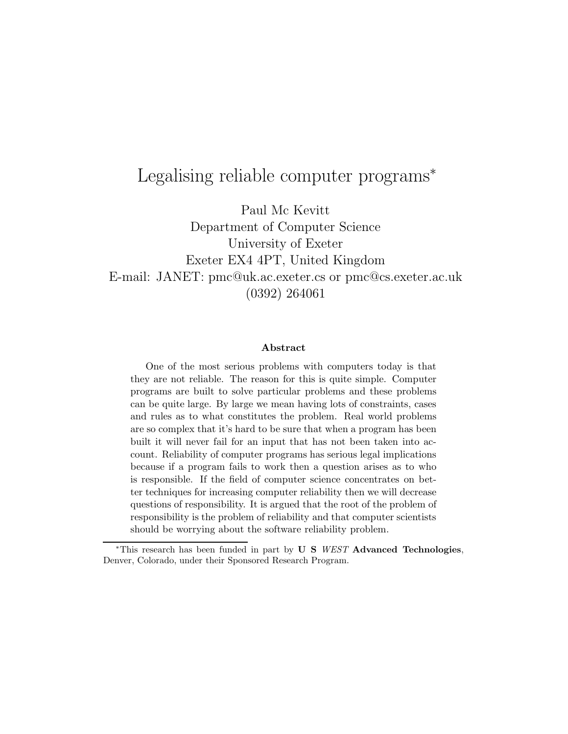# Legalising reliable computer programs*

Paul Mc Kevitt
Department of Computer Science
University of Exeter
Exeter EX4 4PT, United Kingdom
E-mail: JANET: pmc@uk.ac.exeter.cs or pmc@cs.exeter.ac.uk
(0392) 264061

### Abstract

One of the most serious problems with computers today is that they are not reliable. The reason for this is quite simple. Computer programs are built to solve particular problems and these problems can be quite large. By large we mean having lots of constraints, cases and rules as to what constitutes the problem. Real world problems are so complex that it's hard to be sure that when a program has been built it will never fail for an input that has not been taken into account. Reliability of computer programs has serious legal implications because if a program fails to work then a question arises as to who is responsible. If the field of computer science concentrates on better techniques for increasing computer reliability then we will decrease questions of responsibility. It is argued that the root of the problem of responsibility is the problem of reliability and that computer scientists should be worrying about the software reliability problem.

---

*This research has been funded in part by **U S** ***WEST*** **Advanced Technologies**, Denver, Colorado, under their Sponsored Research Program.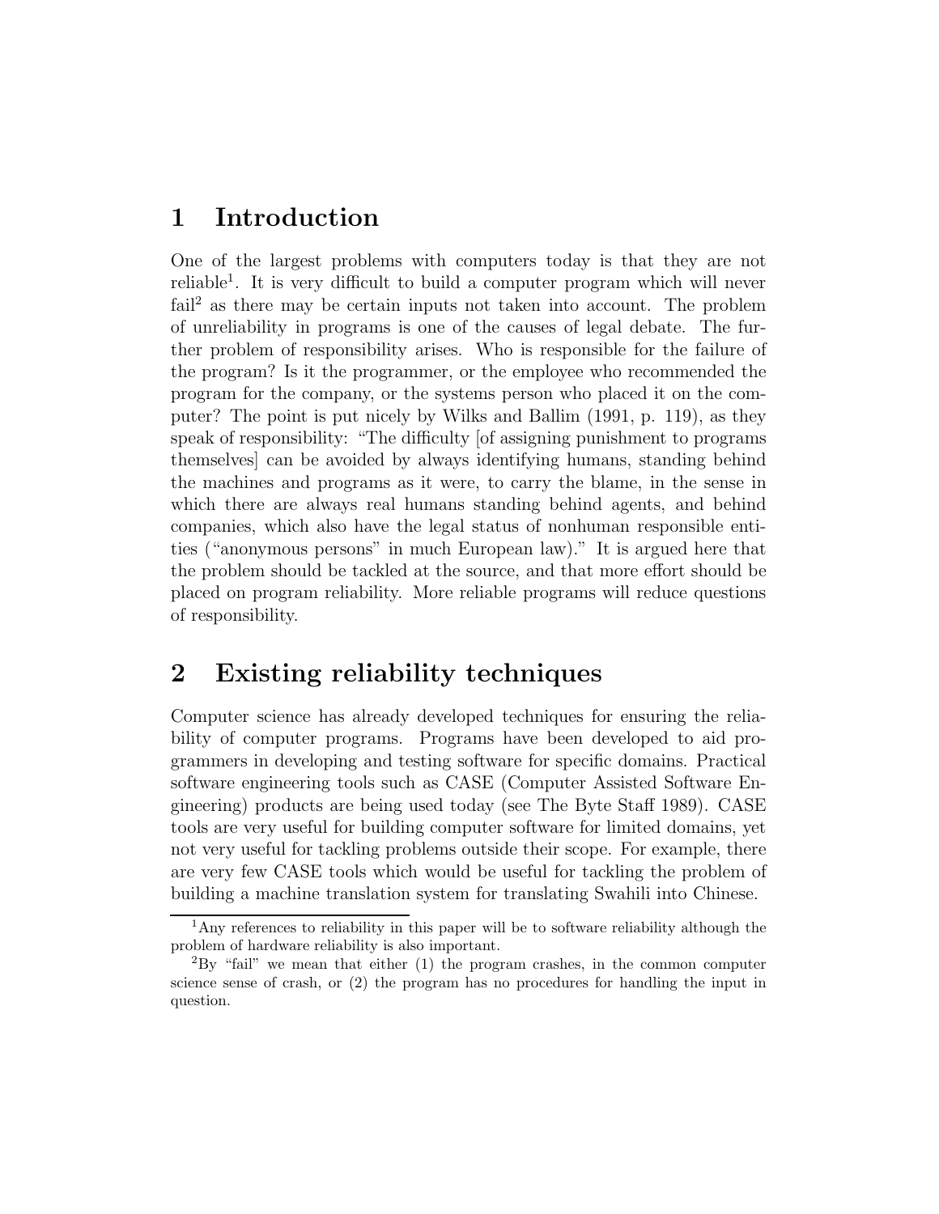# 1 Introduction

One of the largest problems with computers today is that they are not reliable[1]. It is very difficult to build a computer program which will never fail[2] as there may be certain inputs not taken into account. The problem of unreliability in programs is one of the causes of legal debate. The further problem of responsibility arises. Who is responsible for the failure of the program? Is it the programmer, or the employee who recommended the program for the company, or the systems person who placed it on the computer? The point is put nicely by Wilks and Ballim (1991, p. 119), as they speak of responsibility: "The difficulty [of assigning punishment to programs themselves] can be avoided by always identifying humans, standing behind the machines and programs as it were, to carry the blame, in the sense in which there are always real humans standing behind agents, and behind companies, which also have the legal status of nonhuman responsible entities ("anonymous persons" in much European law)." It is argued here that the problem should be tackled at the source, and that more effort should be placed on program reliability. More reliable programs will reduce questions of responsibility.

# 2 Existing reliability techniques

Computer science has already developed techniques for ensuring the reliability of computer programs. Programs have been developed to aid programmers in developing and testing software for specific domains. Practical software engineering tools such as CASE (Computer Assisted Software Engineering) products are being used today (see The Byte Staff 1989). CASE tools are very useful for building computer software for limited domains, yet not very useful for tackling problems outside their scope. For example, there are very few CASE tools which would be useful for tackling the problem of building a machine translation system for translating Swahili into Chinese.

[1] Any references to reliability in this paper will be to software reliability although the problem of hardware reliability is also important.

[2] By "fail" we mean that either (1) the program crashes, in the common computer science sense of crash, or (2) the program has no procedures for handling the input in question.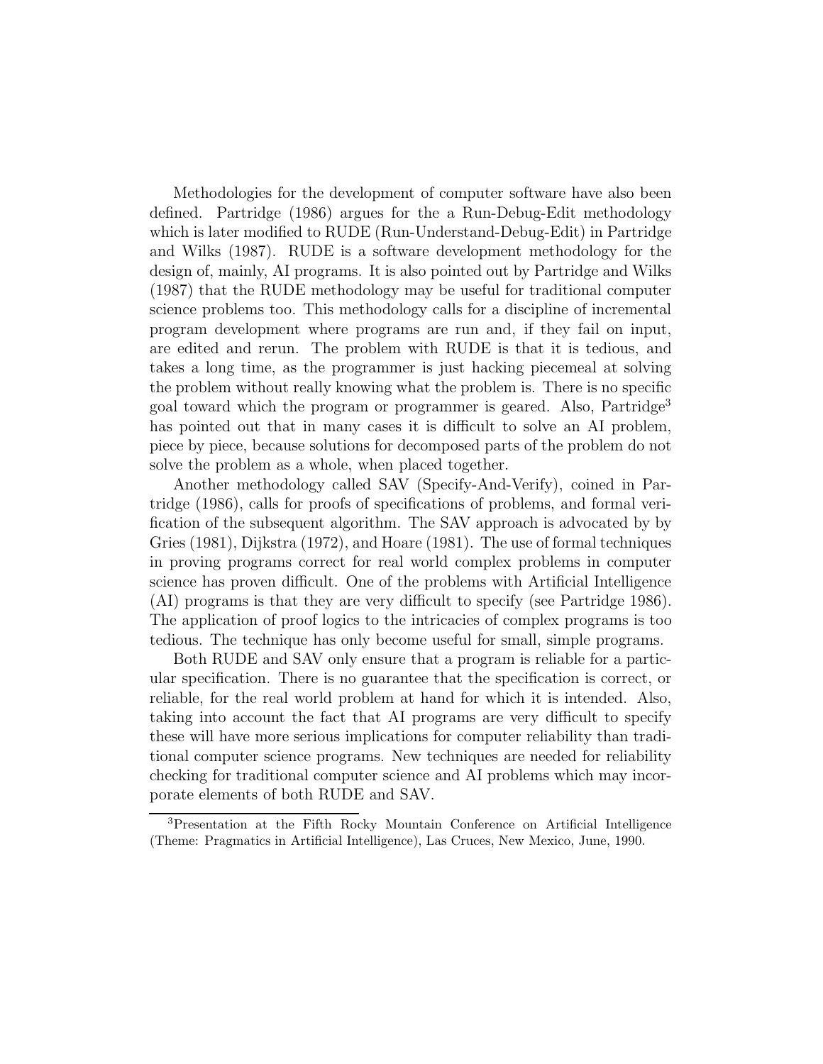Methodologies for the development of computer software have also been defined. Partridge (1986) argues for the a Run-Debug-Edit methodology which is later modified to RUDE (Run-Understand-Debug-Edit) in Partridge and Wilks (1987). RUDE is a software development methodology for the design of, mainly, AI programs. It is also pointed out by Partridge and Wilks (1987) that the RUDE methodology may be useful for traditional computer science problems too. This methodology calls for a discipline of incremental program development where programs are run and, if they fail on input, are edited and rerun. The problem with RUDE is that it is tedious, and takes a long time, as the programmer is just hacking piecemeal at solving the problem without really knowing what the problem is. There is no specific goal toward which the program or programmer is geared. Also, Partridge[3] has pointed out that in many cases it is difficult to solve an AI problem, piece by piece, because solutions for decomposed parts of the problem do not solve the problem as a whole, when placed together.

Another methodology called SAV (Specify-And-Verify), coined in Partridge (1986), calls for proofs of specifications of problems, and formal verification of the subsequent algorithm. The SAV approach is advocated by by Gries (1981), Dijkstra (1972), and Hoare (1981). The use of formal techniques in proving programs correct for real world complex problems in computer science has proven difficult. One of the problems with Artificial Intelligence (AI) programs is that they are very difficult to specify (see Partridge 1986). The application of proof logics to the intricacies of complex programs is too tedious. The technique has only become useful for small, simple programs.

Both RUDE and SAV only ensure that a program is reliable for a particular specification. There is no guarantee that the specification is correct, or reliable, for the real world problem at hand for which it is intended. Also, taking into account the fact that AI programs are very difficult to specify these will have more serious implications for computer reliability than traditional computer science programs. New techniques are needed for reliability checking for traditional computer science and AI problems which may incorporate elements of both RUDE and SAV.

[3] Presentation at the Fifth Rocky Mountain Conference on Artificial Intelligence (Theme: Pragmatics in Artificial Intelligence), Las Cruces, New Mexico, June, 1990.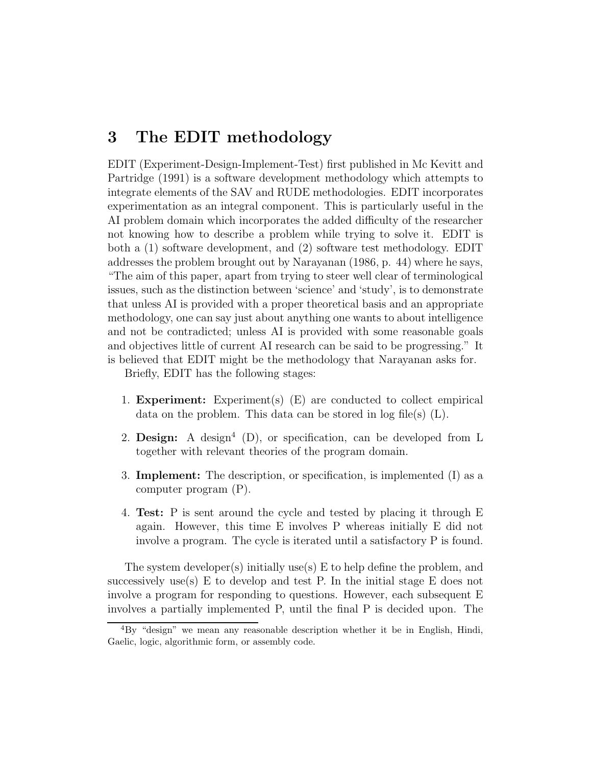## 3 The EDIT methodology

EDIT (Experiment-Design-Implement-Test) first published in Mc Kevitt and Partridge (1991) is a software development methodology which attempts to integrate elements of the SAV and RUDE methodologies. EDIT incorporates experimentation as an integral component. This is particularly useful in the AI problem domain which incorporates the added difficulty of the researcher not knowing how to describe a problem while trying to solve it. EDIT is both a (1) software development, and (2) software test methodology. EDIT addresses the problem brought out by Narayanan (1986, p. 44) where he says, "The aim of this paper, apart from trying to steer well clear of terminological issues, such as the distinction between 'science' and 'study', is to demonstrate that unless AI is provided with a proper theoretical basis and an appropriate methodology, one can say just about anything one wants to about intelligence and not be contradicted; unless AI is provided with some reasonable goals and objectives little of current AI research can be said to be progressing." It is believed that EDIT might be the methodology that Narayanan asks for.

Briefly, EDIT has the following stages:

1. **Experiment:** Experiment(s) (E) are conducted to collect empirical data on the problem. This data can be stored in log file(s) (L).
2. **Design:** A design[4] (D), or specification, can be developed from L together with relevant theories of the program domain.
3. **Implement:** The description, or specification, is implemented (I) as a computer program (P).
4. **Test:** P is sent around the cycle and tested by placing it through E again. However, this time E involves P whereas initially E did not involve a program. The cycle is iterated until a satisfactory P is found.

The system developer(s) initially use(s) E to help define the problem, and successively use(s) E to develop and test P. In the initial stage E does not involve a program for responding to questions. However, each subsequent E involves a partially implemented P, until the final P is decided upon. The

[4] By "design" we mean any reasonable description whether it be in English, Hindi, Gaelic, logic, algorithmic form, or assembly code.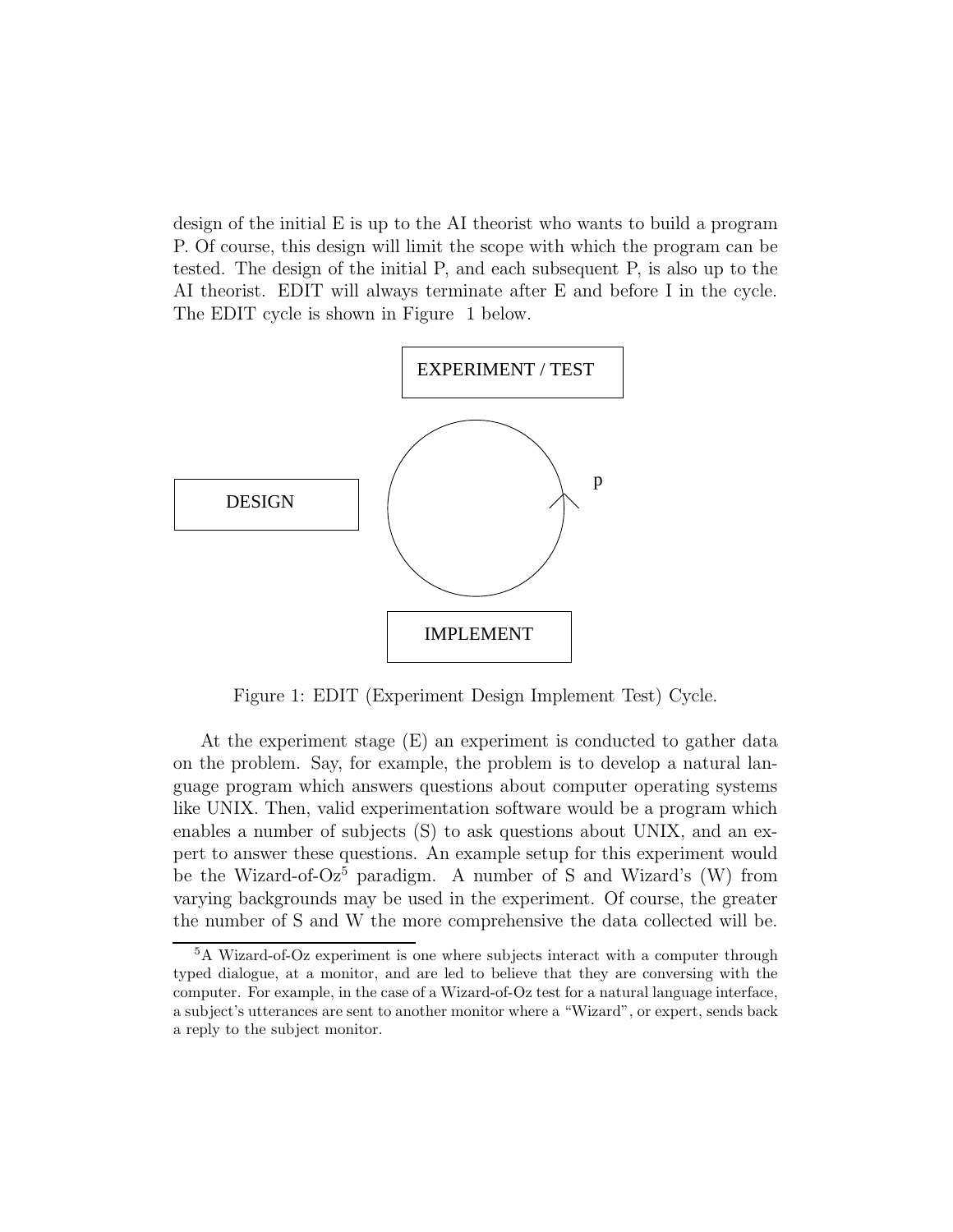design of the initial E is up to the AI theorist who wants to build a program P. Of course, this design will limit the scope with which the program can be tested. The design of the initial P, and each subsequent P, is also up to the AI theorist. EDIT will always terminate after E and before I in the cycle. The EDIT cycle is shown in Figure 1 below.

EXPERIMENT / TEST

DESIGN

p

IMPLEMENT

Figure 1: EDIT (Experiment Design Implement Test) Cycle.

At the experiment stage (E) an experiment is conducted to gather data on the problem. Say, for example, the problem is to develop a natural language program which answers questions about computer operating systems like UNIX. Then, valid experimentation software would be a program which enables a number of subjects (S) to ask questions about UNIX, and an expert to answer these questions. An example setup for this experiment would be the Wizard-of-Oz[5] paradigm. A number of S and Wizard's (W) from varying backgrounds may be used in the experiment. Of course, the greater the number of S and W the more comprehensive the data collected will be.

[5] A Wizard-of-Oz experiment is one where subjects interact with a computer through typed dialogue, at a monitor, and are led to believe that they are conversing with the computer. For example, in the case of a Wizard-of-Oz test for a natural language interface, a subject's utterances are sent to another monitor where a "Wizard", or expert, sends back a reply to the subject monitor.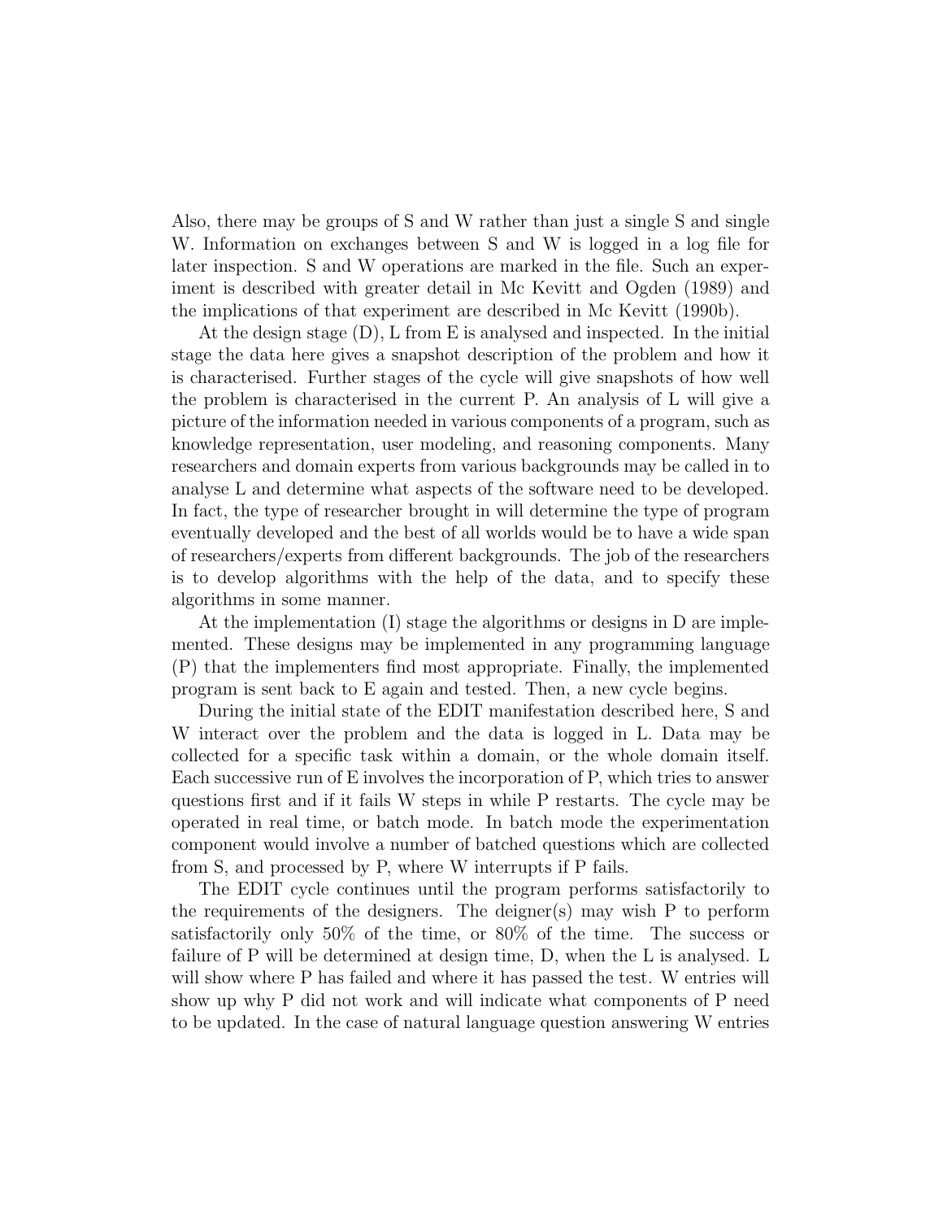Also, there may be groups of S and W rather than just a single S and single W. Information on exchanges between S and W is logged in a log file for later inspection. S and W operations are marked in the file. Such an experiment is described with greater detail in Mc Kevitt and Ogden (1989) and the implications of that experiment are described in Mc Kevitt (1990b).

At the design stage (D), L from E is analysed and inspected. In the initial stage the data here gives a snapshot description of the problem and how it is characterised. Further stages of the cycle will give snapshots of how well the problem is characterised in the current P. An analysis of L will give a picture of the information needed in various components of a program, such as knowledge representation, user modeling, and reasoning components. Many researchers and domain experts from various backgrounds may be called in to analyse L and determine what aspects of the software need to be developed. In fact, the type of researcher brought in will determine the type of program eventually developed and the best of all worlds would be to have a wide span of researchers/experts from different backgrounds. The job of the researchers is to develop algorithms with the help of the data, and to specify these algorithms in some manner.

At the implementation (I) stage the algorithms or designs in D are implemented. These designs may be implemented in any programming language (P) that the implementers find most appropriate. Finally, the implemented program is sent back to E again and tested. Then, a new cycle begins.

During the initial state of the EDIT manifestation described here, S and W interact over the problem and the data is logged in L. Data may be collected for a specific task within a domain, or the whole domain itself. Each successive run of E involves the incorporation of P, which tries to answer questions first and if it fails W steps in while P restarts. The cycle may be operated in real time, or batch mode. In batch mode the experimentation component would involve a number of batched questions which are collected from S, and processed by P, where W interrupts if P fails.

The EDIT cycle continues until the program performs satisfactorily to the requirements of the designers. The deigner(s) may wish P to perform satisfactorily only 50% of the time, or 80% of the time. The success or failure of P will be determined at design time, D, when the L is analysed. L will show where P has failed and where it has passed the test. W entries will show up why P did not work and will indicate what components of P need to be updated. In the case of natural language question answering W entries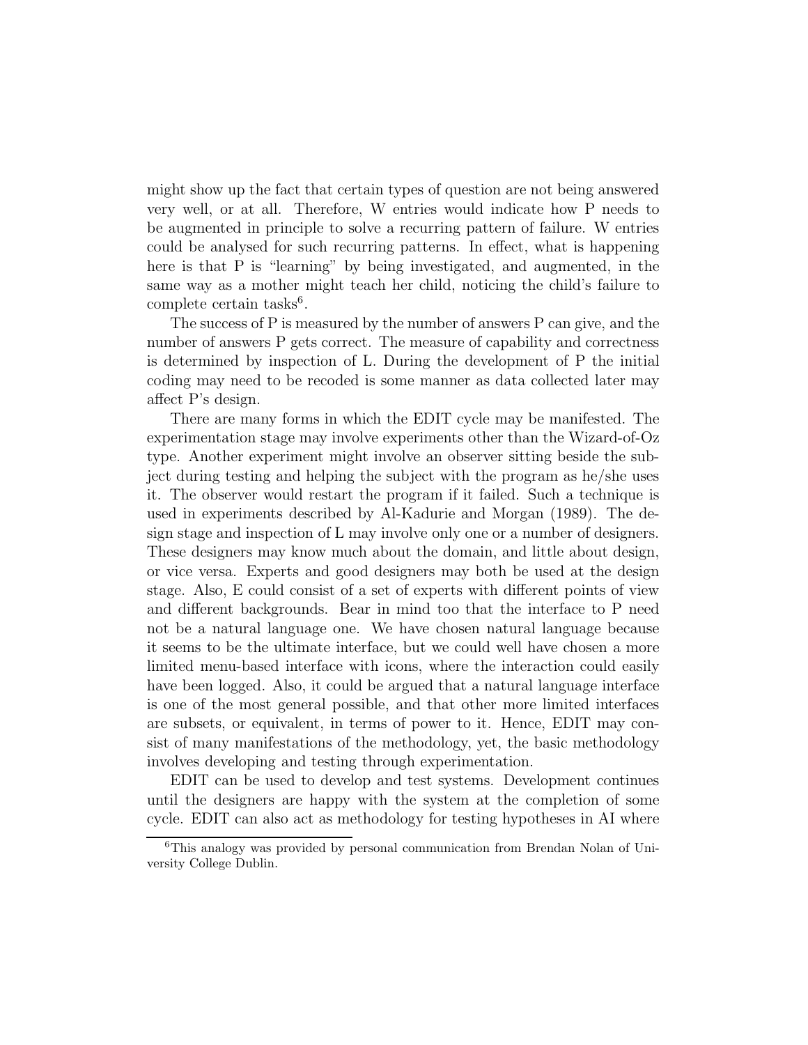might show up the fact that certain types of question are not being answered very well, or at all. Therefore, W entries would indicate how P needs to be augmented in principle to solve a recurring pattern of failure. W entries could be analysed for such recurring patterns. In effect, what is happening here is that P is "learning" by being investigated, and augmented, in the same way as a mother might teach her child, noticing the child's failure to complete certain tasks[6].

The success of P is measured by the number of answers P can give, and the number of answers P gets correct. The measure of capability and correctness is determined by inspection of L. During the development of P the initial coding may need to be recoded is some manner as data collected later may affect P's design.

There are many forms in which the EDIT cycle may be manifested. The experimentation stage may involve experiments other than the Wizard-of-Oz type. Another experiment might involve an observer sitting beside the subject during testing and helping the subject with the program as he/she uses it. The observer would restart the program if it failed. Such a technique is used in experiments described by Al-Kadurie and Morgan (1989). The design stage and inspection of L may involve only one or a number of designers. These designers may know much about the domain, and little about design, or vice versa. Experts and good designers may both be used at the design stage. Also, E could consist of a set of experts with different points of view and different backgrounds. Bear in mind too that the interface to P need not be a natural language one. We have chosen natural language because it seems to be the ultimate interface, but we could well have chosen a more limited menu-based interface with icons, where the interaction could easily have been logged. Also, it could be argued that a natural language interface is one of the most general possible, and that other more limited interfaces are subsets, or equivalent, in terms of power to it. Hence, EDIT may consist of many manifestations of the methodology, yet, the basic methodology involves developing and testing through experimentation.

EDIT can be used to develop and test systems. Development continues until the designers are happy with the system at the completion of some cycle. EDIT can also act as methodology for testing hypotheses in AI where

[6] This analogy was provided by personal communication from Brendan Nolan of University College Dublin.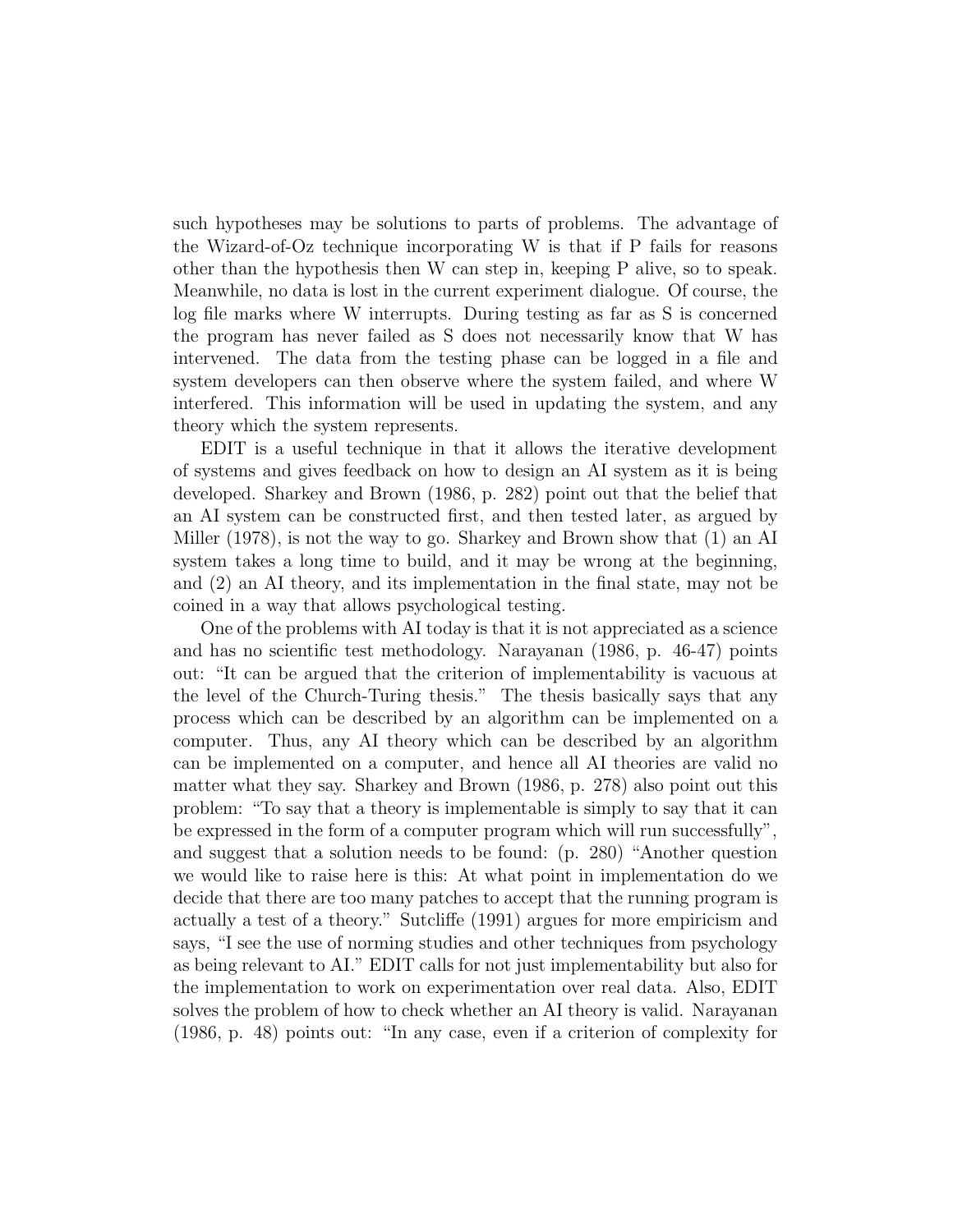such hypotheses may be solutions to parts of problems. The advantage of the Wizard-of-Oz technique incorporating W is that if P fails for reasons other than the hypothesis then W can step in, keeping P alive, so to speak. Meanwhile, no data is lost in the current experiment dialogue. Of course, the log file marks where W interrupts. During testing as far as S is concerned the program has never failed as S does not necessarily know that W has intervened. The data from the testing phase can be logged in a file and system developers can then observe where the system failed, and where W interfered. This information will be used in updating the system, and any theory which the system represents.

EDIT is a useful technique in that it allows the iterative development of systems and gives feedback on how to design an AI system as it is being developed. Sharkey and Brown (1986, p. 282) point out that the belief that an AI system can be constructed first, and then tested later, as argued by Miller (1978), is not the way to go. Sharkey and Brown show that (1) an AI system takes a long time to build, and it may be wrong at the beginning, and (2) an AI theory, and its implementation in the final state, may not be coined in a way that allows psychological testing.

One of the problems with AI today is that it is not appreciated as a science and has no scientific test methodology. Narayanan (1986, p. 46-47) points out: "It can be argued that the criterion of implementability is vacuous at the level of the Church-Turing thesis." The thesis basically says that any process which can be described by an algorithm can be implemented on a computer. Thus, any AI theory which can be described by an algorithm can be implemented on a computer, and hence all AI theories are valid no matter what they say. Sharkey and Brown (1986, p. 278) also point out this problem: "To say that a theory is implementable is simply to say that it can be expressed in the form of a computer program which will run successfully", and suggest that a solution needs to be found: (p. 280) "Another question we would like to raise here is this: At what point in implementation do we decide that there are too many patches to accept that the running program is actually a test of a theory." Sutcliffe (1991) argues for more empiricism and says, "I see the use of norming studies and other techniques from psychology as being relevant to AI." EDIT calls for not just implementability but also for the implementation to work on experimentation over real data. Also, EDIT solves the problem of how to check whether an AI theory is valid. Narayanan (1986, p. 48) points out: "In any case, even if a criterion of complexity for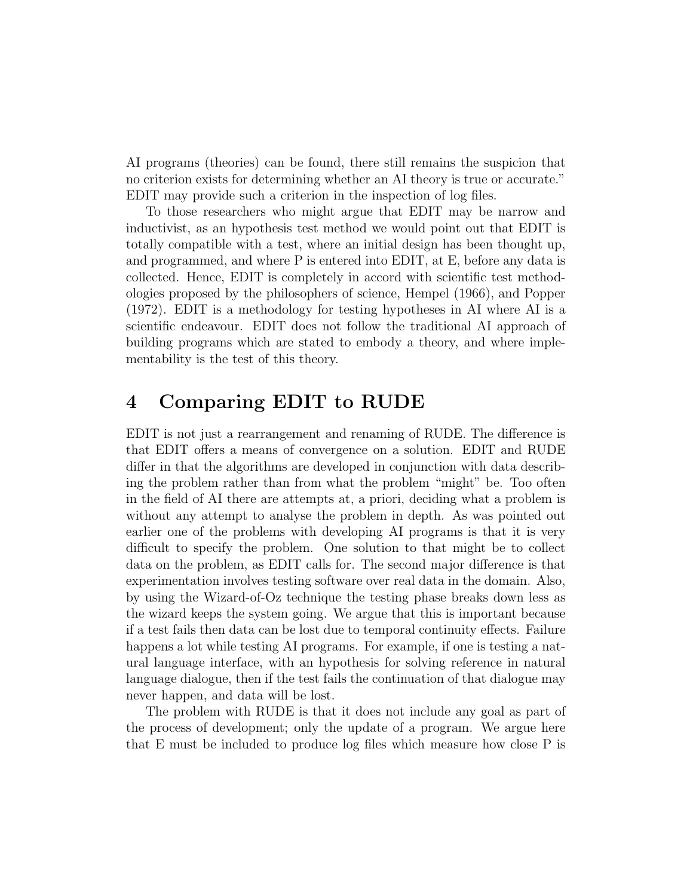AI programs (theories) can be found, there still remains the suspicion that no criterion exists for determining whether an AI theory is true or accurate." EDIT may provide such a criterion in the inspection of log files.

To those researchers who might argue that EDIT may be narrow and inductivist, as an hypothesis test method we would point out that EDIT is totally compatible with a test, where an initial design has been thought up, and programmed, and where P is entered into EDIT, at E, before any data is collected. Hence, EDIT is completely in accord with scientific test methodologies proposed by the philosophers of science, Hempel (1966), and Popper (1972). EDIT is a methodology for testing hypotheses in AI where AI is a scientific endeavour. EDIT does not follow the traditional AI approach of building programs which are stated to embody a theory, and where implementability is the test of this theory.

# 4 Comparing EDIT to RUDE

EDIT is not just a rearrangement and renaming of RUDE. The difference is that EDIT offers a means of convergence on a solution. EDIT and RUDE differ in that the algorithms are developed in conjunction with data describing the problem rather than from what the problem "might" be. Too often in the field of AI there are attempts at, a priori, deciding what a problem is without any attempt to analyse the problem in depth. As was pointed out earlier one of the problems with developing AI programs is that it is very difficult to specify the problem. One solution to that might be to collect data on the problem, as EDIT calls for. The second major difference is that experimentation involves testing software over real data in the domain. Also, by using the Wizard-of-Oz technique the testing phase breaks down less as the wizard keeps the system going. We argue that this is important because if a test fails then data can be lost due to temporal continuity effects. Failure happens a lot while testing AI programs. For example, if one is testing a natural language interface, with an hypothesis for solving reference in natural language dialogue, then if the test fails the continuation of that dialogue may never happen, and data will be lost.

The problem with RUDE is that it does not include any goal as part of the process of development; only the update of a program. We argue here that E must be included to produce log files which measure how close P is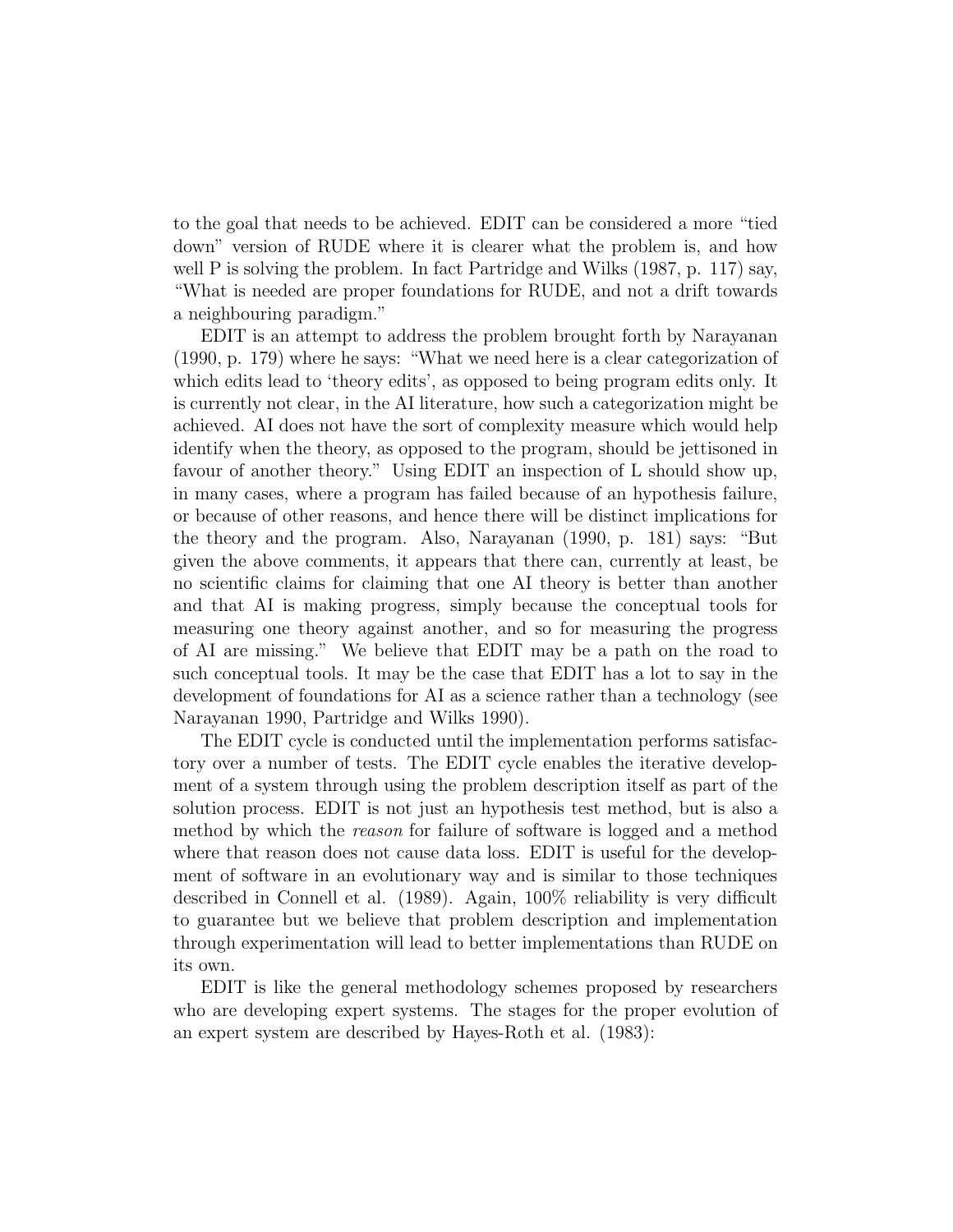to the goal that needs to be achieved. EDIT can be considered a more "tied down" version of RUDE where it is clearer what the problem is, and how well P is solving the problem. In fact Partridge and Wilks (1987, p. 117) say, "What is needed are proper foundations for RUDE, and not a drift towards a neighbouring paradigm."

EDIT is an attempt to address the problem brought forth by Narayanan (1990, p. 179) where he says: "What we need here is a clear categorization of which edits lead to 'theory edits', as opposed to being program edits only. It is currently not clear, in the AI literature, how such a categorization might be achieved. AI does not have the sort of complexity measure which would help identify when the theory, as opposed to the program, should be jettisoned in favour of another theory." Using EDIT an inspection of L should show up, in many cases, where a program has failed because of an hypothesis failure, or because of other reasons, and hence there will be distinct implications for the theory and the program. Also, Narayanan (1990, p. 181) says: "But given the above comments, it appears that there can, currently at least, be no scientific claims for claiming that one AI theory is better than another and that AI is making progress, simply because the conceptual tools for measuring one theory against another, and so for measuring the progress of AI are missing." We believe that EDIT may be a path on the road to such conceptual tools. It may be the case that EDIT has a lot to say in the development of foundations for AI as a science rather than a technology (see Narayanan 1990, Partridge and Wilks 1990).

The EDIT cycle is conducted until the implementation performs satisfactory over a number of tests. The EDIT cycle enables the iterative development of a system through using the problem description itself as part of the solution process. EDIT is not just an hypothesis test method, but is also a method by which the *reason* for failure of software is logged and a method where that reason does not cause data loss. EDIT is useful for the development of software in an evolutionary way and is similar to those techniques described in Connell et al. (1989). Again, 100% reliability is very difficult to guarantee but we believe that problem description and implementation through experimentation will lead to better implementations than RUDE on its own.

EDIT is like the general methodology schemes proposed by researchers who are developing expert systems. The stages for the proper evolution of an expert system are described by Hayes-Roth et al. (1983):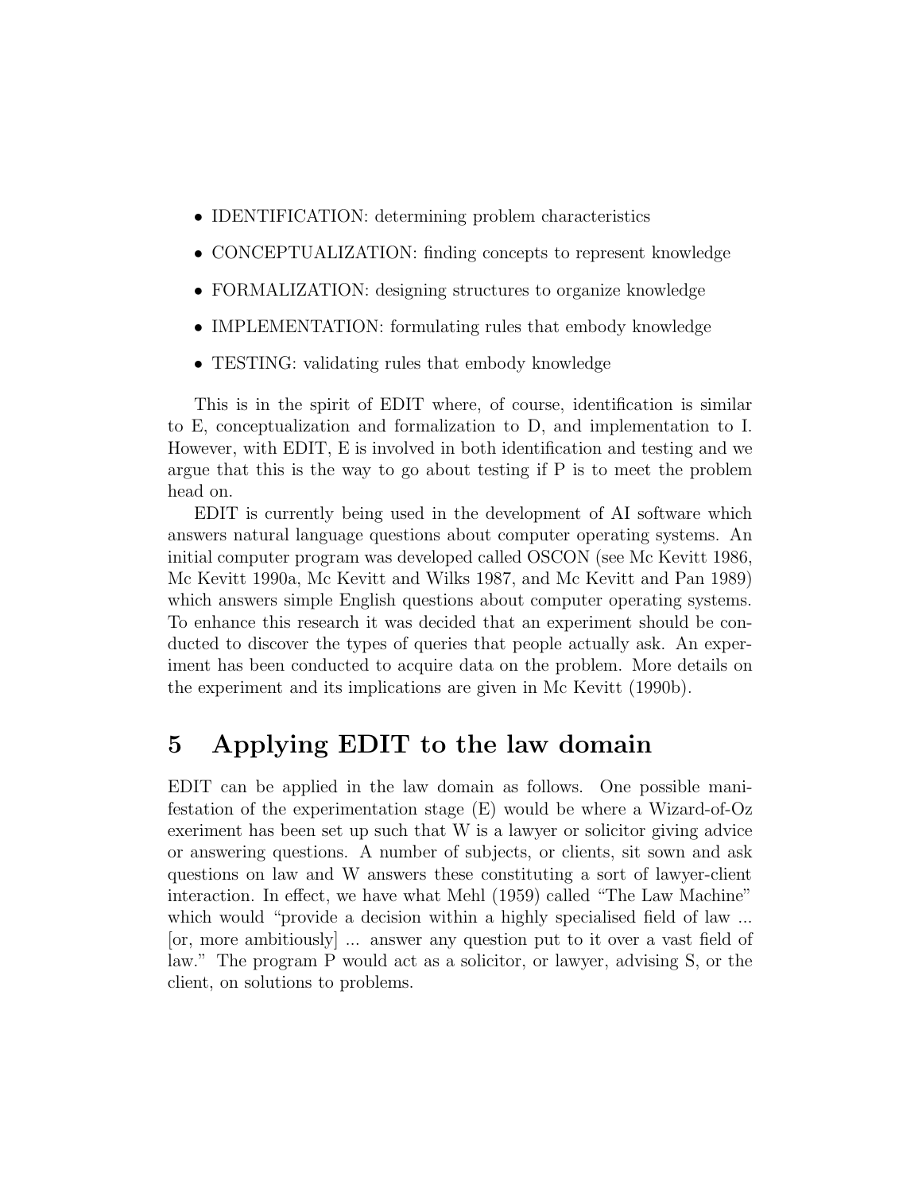- IDENTIFICATION: determining problem characteristics
- CONCEPTUALIZATION: finding concepts to represent knowledge
- FORMALIZATION: designing structures to organize knowledge
- IMPLEMENTATION: formulating rules that embody knowledge
- TESTING: validating rules that embody knowledge

This is in the spirit of EDIT where, of course, identification is similar to E, conceptualization and formalization to D, and implementation to I. However, with EDIT, E is involved in both identification and testing and we argue that this is the way to go about testing if P is to meet the problem head on.

EDIT is currently being used in the development of AI software which answers natural language questions about computer operating systems. An initial computer program was developed called OSCON (see Mc Kevitt 1986, Mc Kevitt 1990a, Mc Kevitt and Wilks 1987, and Mc Kevitt and Pan 1989) which answers simple English questions about computer operating systems. To enhance this research it was decided that an experiment should be conducted to discover the types of queries that people actually ask. An experiment has been conducted to acquire data on the problem. More details on the experiment and its implications are given in Mc Kevitt (1990b).

## 5 Applying EDIT to the law domain

EDIT can be applied in the law domain as follows. One possible manifestation of the experimentation stage (E) would be where a Wizard-of-Oz exeriment has been set up such that W is a lawyer or solicitor giving advice or answering questions. A number of subjects, or clients, sit sown and ask questions on law and W answers these constituting a sort of lawyer-client interaction. In effect, we have what Mehl (1959) called "The Law Machine" which would "provide a decision within a highly specialised field of law ... [or, more ambitiously] ... answer any question put to it over a vast field of law." The program P would act as a solicitor, or lawyer, advising S, or the client, on solutions to problems.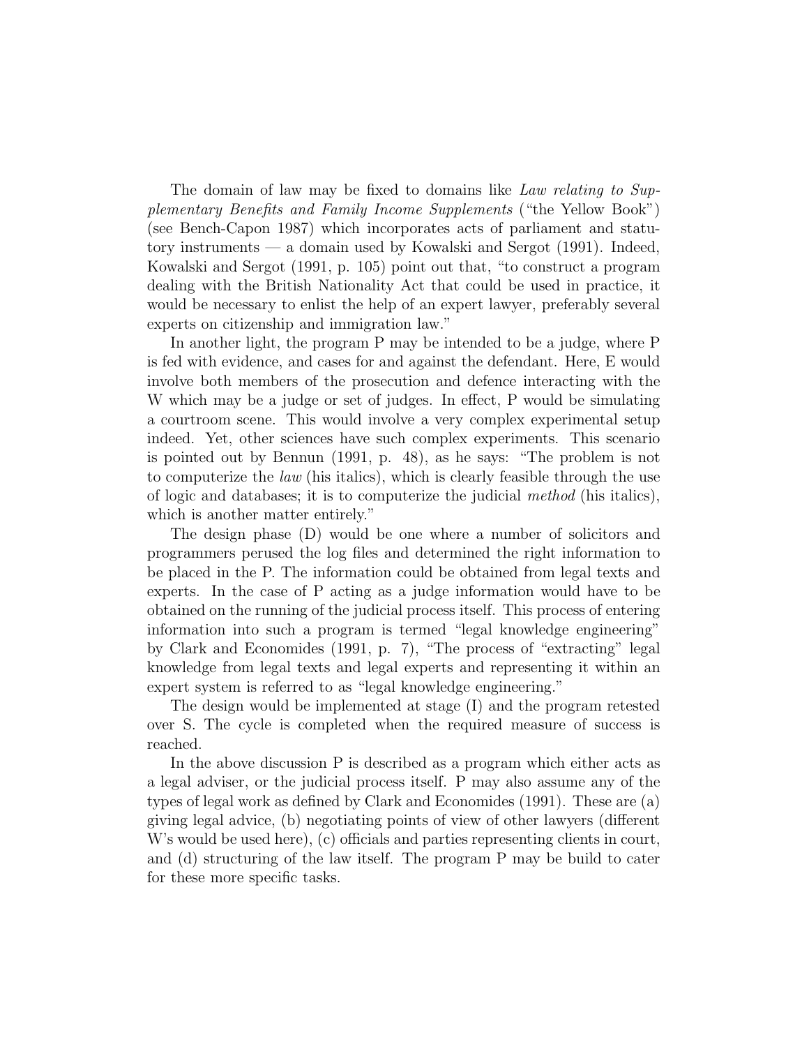The domain of law may be fixed to domains like *Law relating to Supplementary Benefits and Family Income Supplements* ("the Yellow Book") (see Bench-Capon 1987) which incorporates acts of parliament and statutory instruments — a domain used by Kowalski and Sergot (1991). Indeed, Kowalski and Sergot (1991, p. 105) point out that, "to construct a program dealing with the British Nationality Act that could be used in practice, it would be necessary to enlist the help of an expert lawyer, preferably several experts on citizenship and immigration law."

In another light, the program P may be intended to be a judge, where P is fed with evidence, and cases for and against the defendant. Here, E would involve both members of the prosecution and defence interacting with the W which may be a judge or set of judges. In effect, P would be simulating a courtroom scene. This would involve a very complex experimental setup indeed. Yet, other sciences have such complex experiments. This scenario is pointed out by Bennun (1991, p. 48), as he says: "The problem is not to computerize the *law* (his italics), which is clearly feasible through the use of logic and databases; it is to computerize the judicial *method* (his italics), which is another matter entirely."

The design phase (D) would be one where a number of solicitors and programmers perused the log files and determined the right information to be placed in the P. The information could be obtained from legal texts and experts. In the case of P acting as a judge information would have to be obtained on the running of the judicial process itself. This process of entering information into such a program is termed "legal knowledge engineering" by Clark and Economides (1991, p. 7), "The process of "extracting" legal knowledge from legal texts and legal experts and representing it within an expert system is referred to as "legal knowledge engineering."

The design would be implemented at stage (I) and the program retested over S. The cycle is completed when the required measure of success is reached.

In the above discussion P is described as a program which either acts as a legal adviser, or the judicial process itself. P may also assume any of the types of legal work as defined by Clark and Economides (1991). These are (a) giving legal advice, (b) negotiating points of view of other lawyers (different W's would be used here), (c) officials and parties representing clients in court, and (d) structuring of the law itself. The program P may be build to cater for these more specific tasks.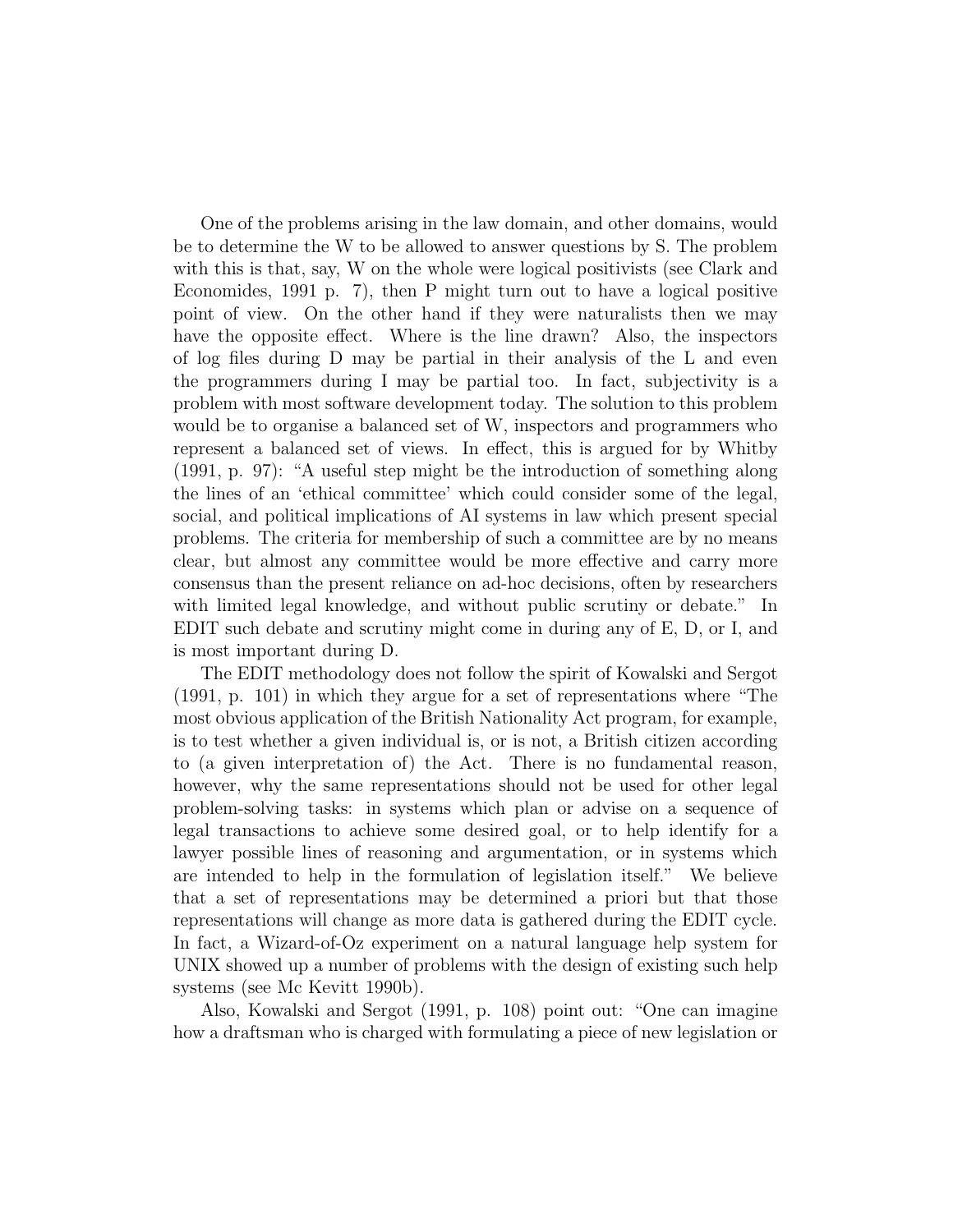One of the problems arising in the law domain, and other domains, would be to determine the W to be allowed to answer questions by S. The problem with this is that, say, W on the whole were logical positivists (see Clark and Economides, 1991 p. 7), then P might turn out to have a logical positive point of view. On the other hand if they were naturalists then we may have the opposite effect. Where is the line drawn? Also, the inspectors of log files during D may be partial in their analysis of the L and even the programmers during I may be partial too. In fact, subjectivity is a problem with most software development today. The solution to this problem would be to organise a balanced set of W, inspectors and programmers who represent a balanced set of views. In effect, this is argued for by Whitby (1991, p. 97): "A useful step might be the introduction of something along the lines of an 'ethical committee' which could consider some of the legal, social, and political implications of AI systems in law which present special problems. The criteria for membership of such a committee are by no means clear, but almost any committee would be more effective and carry more consensus than the present reliance on ad-hoc decisions, often by researchers with limited legal knowledge, and without public scrutiny or debate." In EDIT such debate and scrutiny might come in during any of E, D, or I, and is most important during D.

The EDIT methodology does not follow the spirit of Kowalski and Sergot (1991, p. 101) in which they argue for a set of representations where "The most obvious application of the British Nationality Act program, for example, is to test whether a given individual is, or is not, a British citizen according to (a given interpretation of) the Act. There is no fundamental reason, however, why the same representations should not be used for other legal problem-solving tasks: in systems which plan or advise on a sequence of legal transactions to achieve some desired goal, or to help identify for a lawyer possible lines of reasoning and argumentation, or in systems which are intended to help in the formulation of legislation itself." We believe that a set of representations may be determined a priori but that those representations will change as more data is gathered during the EDIT cycle. In fact, a Wizard-of-Oz experiment on a natural language help system for UNIX showed up a number of problems with the design of existing such help systems (see Mc Kevitt 1990b).

Also, Kowalski and Sergot (1991, p. 108) point out: "One can imagine how a draftsman who is charged with formulating a piece of new legislation or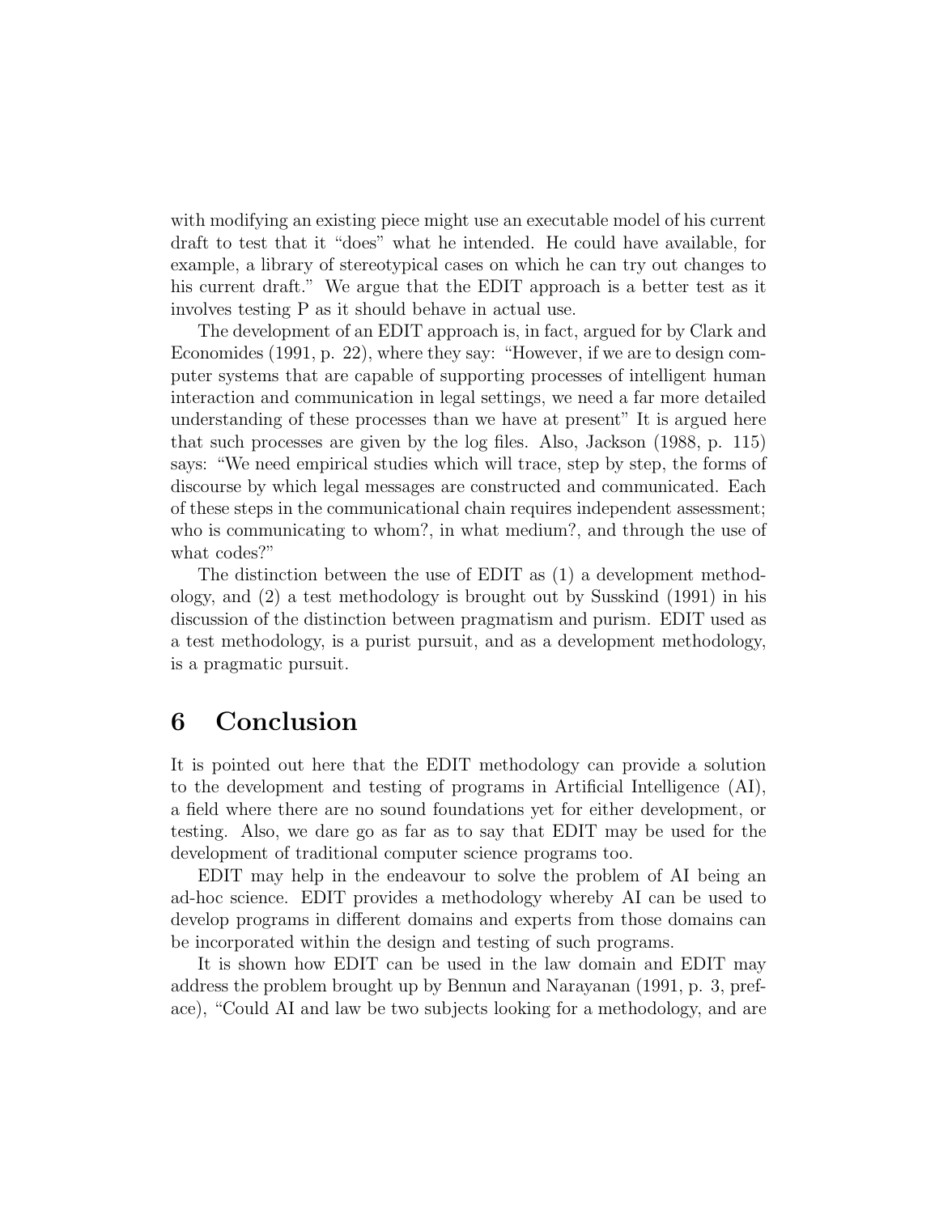with modifying an existing piece might use an executable model of his current draft to test that it "does" what he intended. He could have available, for example, a library of stereotypical cases on which he can try out changes to his current draft." We argue that the EDIT approach is a better test as it involves testing P as it should behave in actual use.

The development of an EDIT approach is, in fact, argued for by Clark and Economides (1991, p. 22), where they say: "However, if we are to design computer systems that are capable of supporting processes of intelligent human interaction and communication in legal settings, we need a far more detailed understanding of these processes than we have at present" It is argued here that such processes are given by the log files. Also, Jackson (1988, p. 115) says: "We need empirical studies which will trace, step by step, the forms of discourse by which legal messages are constructed and communicated. Each of these steps in the communicational chain requires independent assessment; who is communicating to whom?, in what medium?, and through the use of what codes?"

The distinction between the use of EDIT as (1) a development methodology, and (2) a test methodology is brought out by Susskind (1991) in his discussion of the distinction between pragmatism and purism. EDIT used as a test methodology, is a purist pursuit, and as a development methodology, is a pragmatic pursuit.

## 6 Conclusion

It is pointed out here that the EDIT methodology can provide a solution to the development and testing of programs in Artificial Intelligence (AI), a field where there are no sound foundations yet for either development, or testing. Also, we dare go as far as to say that EDIT may be used for the development of traditional computer science programs too.

EDIT may help in the endeavour to solve the problem of AI being an ad-hoc science. EDIT provides a methodology whereby AI can be used to develop programs in different domains and experts from those domains can be incorporated within the design and testing of such programs.

It is shown how EDIT can be used in the law domain and EDIT may address the problem brought up by Bennun and Narayanan (1991, p. 3, preface), "Could AI and law be two subjects looking for a methodology, and are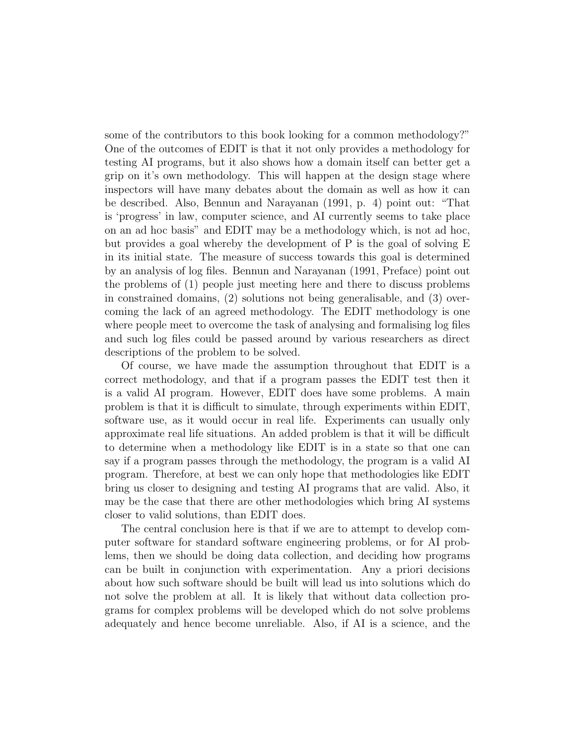some of the contributors to this book looking for a common methodology?" One of the outcomes of EDIT is that it not only provides a methodology for testing AI programs, but it also shows how a domain itself can better get a grip on it's own methodology. This will happen at the design stage where inspectors will have many debates about the domain as well as how it can be described. Also, Bennun and Narayanan (1991, p. 4) point out: "That is 'progress' in law, computer science, and AI currently seems to take place on an ad hoc basis" and EDIT may be a methodology which, is not ad hoc, but provides a goal whereby the development of P is the goal of solving E in its initial state. The measure of success towards this goal is determined by an analysis of log files. Bennun and Narayanan (1991, Preface) point out the problems of (1) people just meeting here and there to discuss problems in constrained domains, (2) solutions not being generalisable, and (3) overcoming the lack of an agreed methodology. The EDIT methodology is one where people meet to overcome the task of analysing and formalising log files and such log files could be passed around by various researchers as direct descriptions of the problem to be solved.

Of course, we have made the assumption throughout that EDIT is a correct methodology, and that if a program passes the EDIT test then it is a valid AI program. However, EDIT does have some problems. A main problem is that it is difficult to simulate, through experiments within EDIT, software use, as it would occur in real life. Experiments can usually only approximate real life situations. An added problem is that it will be difficult to determine when a methodology like EDIT is in a state so that one can say if a program passes through the methodology, the program is a valid AI program. Therefore, at best we can only hope that methodologies like EDIT bring us closer to designing and testing AI programs that are valid. Also, it may be the case that there are other methodologies which bring AI systems closer to valid solutions, than EDIT does.

The central conclusion here is that if we are to attempt to develop computer software for standard software engineering problems, or for AI problems, then we should be doing data collection, and deciding how programs can be built in conjunction with experimentation. Any a priori decisions about how such software should be built will lead us into solutions which do not solve the problem at all. It is likely that without data collection programs for complex problems will be developed which do not solve problems adequately and hence become unreliable. Also, if AI is a science, and the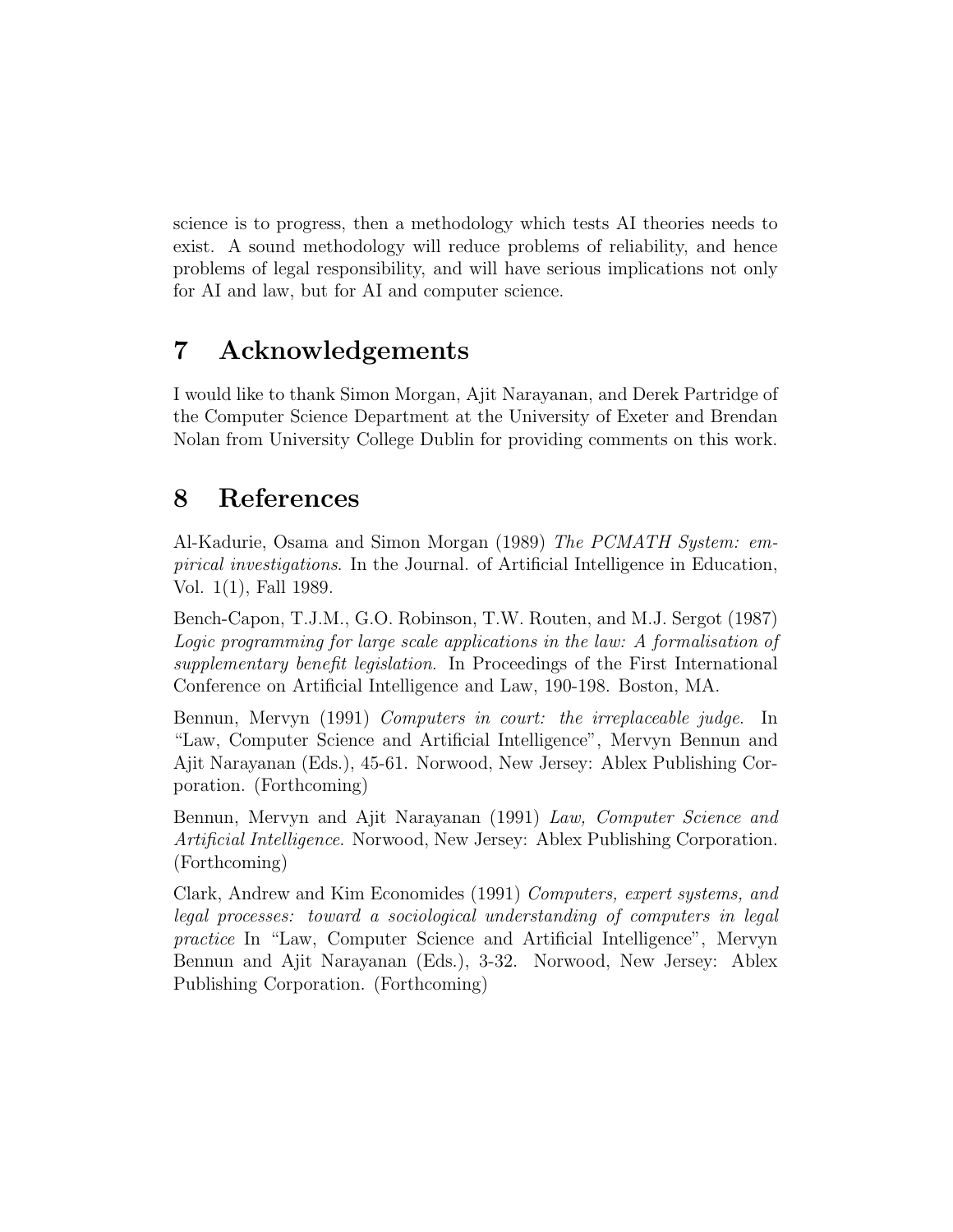science is to progress, then a methodology which tests AI theories needs to exist. A sound methodology will reduce problems of reliability, and hence problems of legal responsibility, and will have serious implications not only for AI and law, but for AI and computer science.

## 7 Acknowledgements

I would like to thank Simon Morgan, Ajit Narayanan, and Derek Partridge of the Computer Science Department at the University of Exeter and Brendan Nolan from University College Dublin for providing comments on this work.

## 8 References

Al-Kadurie, Osama and Simon Morgan (1989) *The PCMATH System: empirical investigations*. In the Journal. of Artificial Intelligence in Education, Vol. 1(1), Fall 1989.

Bench-Capon, T.J.M., G.O. Robinson, T.W. Routen, and M.J. Sergot (1987) *Logic programming for large scale applications in the law: A formalisation of supplementary benefit legislation*. In Proceedings of the First International Conference on Artificial Intelligence and Law, 190-198. Boston, MA.

Bennun, Mervyn (1991) *Computers in court: the irreplaceable judge*. In "Law, Computer Science and Artificial Intelligence", Mervyn Bennun and Ajit Narayanan (Eds.), 45-61. Norwood, New Jersey: Ablex Publishing Corporation. (Forthcoming)

Bennun, Mervyn and Ajit Narayanan (1991) *Law, Computer Science and Artificial Intelligence*. Norwood, New Jersey: Ablex Publishing Corporation. (Forthcoming)

Clark, Andrew and Kim Economides (1991) *Computers, expert systems, and legal processes: toward a sociological understanding of computers in legal practice* In "Law, Computer Science and Artificial Intelligence", Mervyn Bennun and Ajit Narayanan (Eds.), 3-32. Norwood, New Jersey: Ablex Publishing Corporation. (Forthcoming)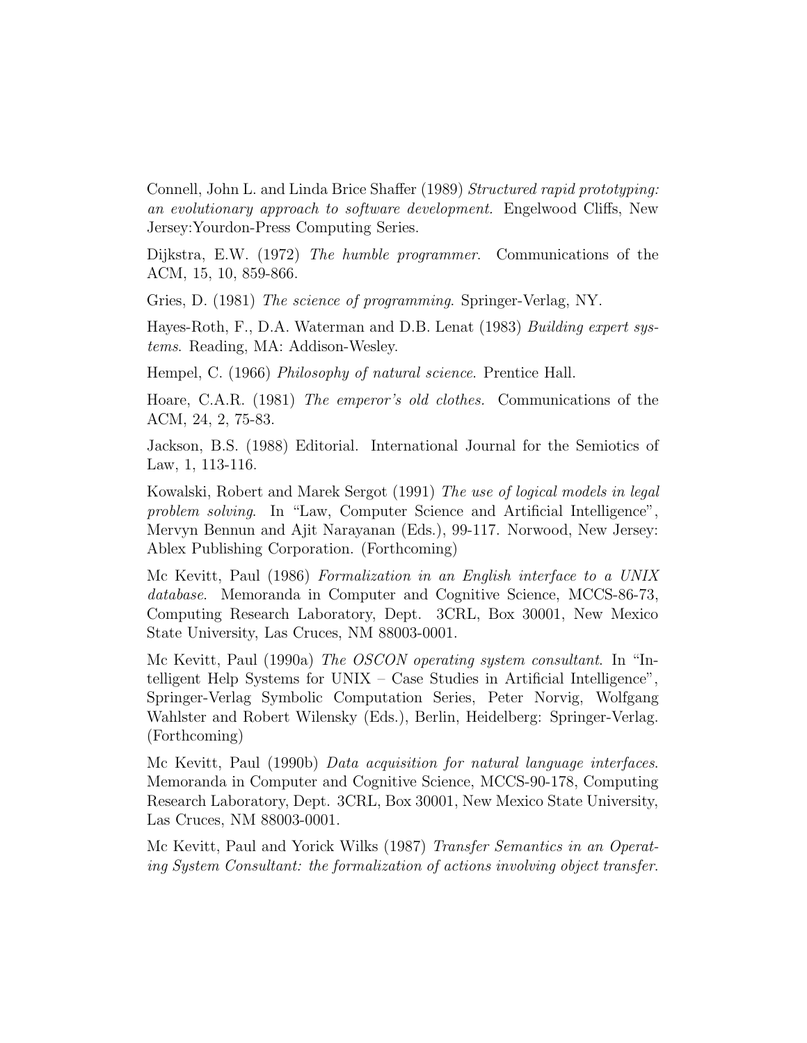Connell, John L. and Linda Brice Shaffer (1989) *Structured rapid prototyping: an evolutionary approach to software development.* Engelwood Cliffs, New Jersey:Yourdon-Press Computing Series.

Dijkstra, E.W. (1972) *The humble programmer*. Communications of the ACM, 15, 10, 859-866.

Gries, D. (1981) *The science of programming*. Springer-Verlag, NY.

Hayes-Roth, F., D.A. Waterman and D.B. Lenat (1983) *Building expert systems*. Reading, MA: Addison-Wesley.

Hempel, C. (1966) *Philosophy of natural science*. Prentice Hall.

Hoare, C.A.R. (1981) *The emperor's old clothes.* Communications of the ACM, 24, 2, 75-83.

Jackson, B.S. (1988) Editorial. International Journal for the Semiotics of Law, 1, 113-116.

Kowalski, Robert and Marek Sergot (1991) *The use of logical models in legal problem solving*. In "Law, Computer Science and Artificial Intelligence", Mervyn Bennun and Ajit Narayanan (Eds.), 99-117. Norwood, New Jersey: Ablex Publishing Corporation. (Forthcoming)

Mc Kevitt, Paul (1986) *Formalization in an English interface to a UNIX database*. Memoranda in Computer and Cognitive Science, MCCS-86-73, Computing Research Laboratory, Dept. 3CRL, Box 30001, New Mexico State University, Las Cruces, NM 88003-0001.

Mc Kevitt, Paul (1990a) *The OSCON operating system consultant*. In "Intelligent Help Systems for UNIX – Case Studies in Artificial Intelligence", Springer-Verlag Symbolic Computation Series, Peter Norvig, Wolfgang Wahlster and Robert Wilensky (Eds.), Berlin, Heidelberg: Springer-Verlag. (Forthcoming)

Mc Kevitt, Paul (1990b) *Data acquisition for natural language interfaces*. Memoranda in Computer and Cognitive Science, MCCS-90-178, Computing Research Laboratory, Dept. 3CRL, Box 30001, New Mexico State University, Las Cruces, NM 88003-0001.

Mc Kevitt, Paul and Yorick Wilks (1987) *Transfer Semantics in an Operating System Consultant: the formalization of actions involving object transfer.*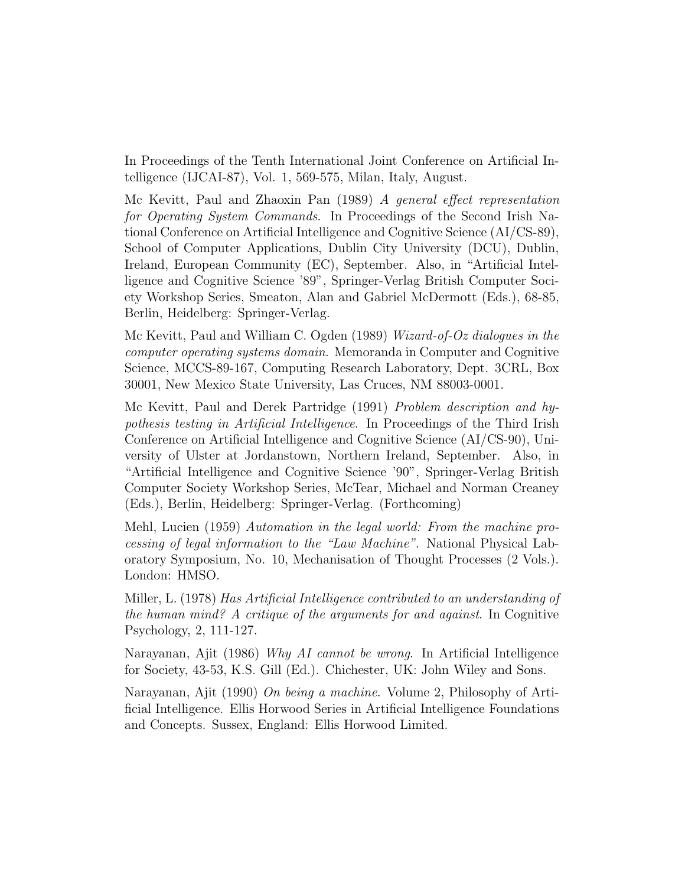In Proceedings of the Tenth International Joint Conference on Artificial Intelligence (IJCAI-87), Vol. 1, 569-575, Milan, Italy, August.

Mc Kevitt, Paul and Zhaoxin Pan (1989) *A general effect representation for Operating System Commands*. In Proceedings of the Second Irish National Conference on Artificial Intelligence and Cognitive Science (AI/CS-89), School of Computer Applications, Dublin City University (DCU), Dublin, Ireland, European Community (EC), September. Also, in "Artificial Intelligence and Cognitive Science '89", Springer-Verlag British Computer Society Workshop Series, Smeaton, Alan and Gabriel McDermott (Eds.), 68-85, Berlin, Heidelberg: Springer-Verlag.

Mc Kevitt, Paul and William C. Ogden (1989) *Wizard-of-Oz dialogues in the computer operating systems domain*. Memoranda in Computer and Cognitive Science, MCCS-89-167, Computing Research Laboratory, Dept. 3CRL, Box 30001, New Mexico State University, Las Cruces, NM 88003-0001.

Mc Kevitt, Paul and Derek Partridge (1991) *Problem description and hypothesis testing in Artificial Intelligence*. In Proceedings of the Third Irish Conference on Artificial Intelligence and Cognitive Science (AI/CS-90), University of Ulster at Jordanstown, Northern Ireland, September. Also, in "Artificial Intelligence and Cognitive Science '90", Springer-Verlag British Computer Society Workshop Series, McTear, Michael and Norman Creaney (Eds.), Berlin, Heidelberg: Springer-Verlag. (Forthcoming)

Mehl, Lucien (1959) *Automation in the legal world: From the machine processing of legal information to the "Law Machine"*. National Physical Laboratory Symposium, No. 10, Mechanisation of Thought Processes (2 Vols.). London: HMSO.

Miller, L. (1978) *Has Artificial Intelligence contributed to an understanding of the human mind? A critique of the arguments for and against*. In Cognitive Psychology, 2, 111-127.

Narayanan, Ajit (1986) *Why AI cannot be wrong*. In Artificial Intelligence for Society, 43-53, K.S. Gill (Ed.). Chichester, UK: John Wiley and Sons.

Narayanan, Ajit (1990) *On being a machine*. Volume 2, Philosophy of Artificial Intelligence. Ellis Horwood Series in Artificial Intelligence Foundations and Concepts. Sussex, England: Ellis Horwood Limited.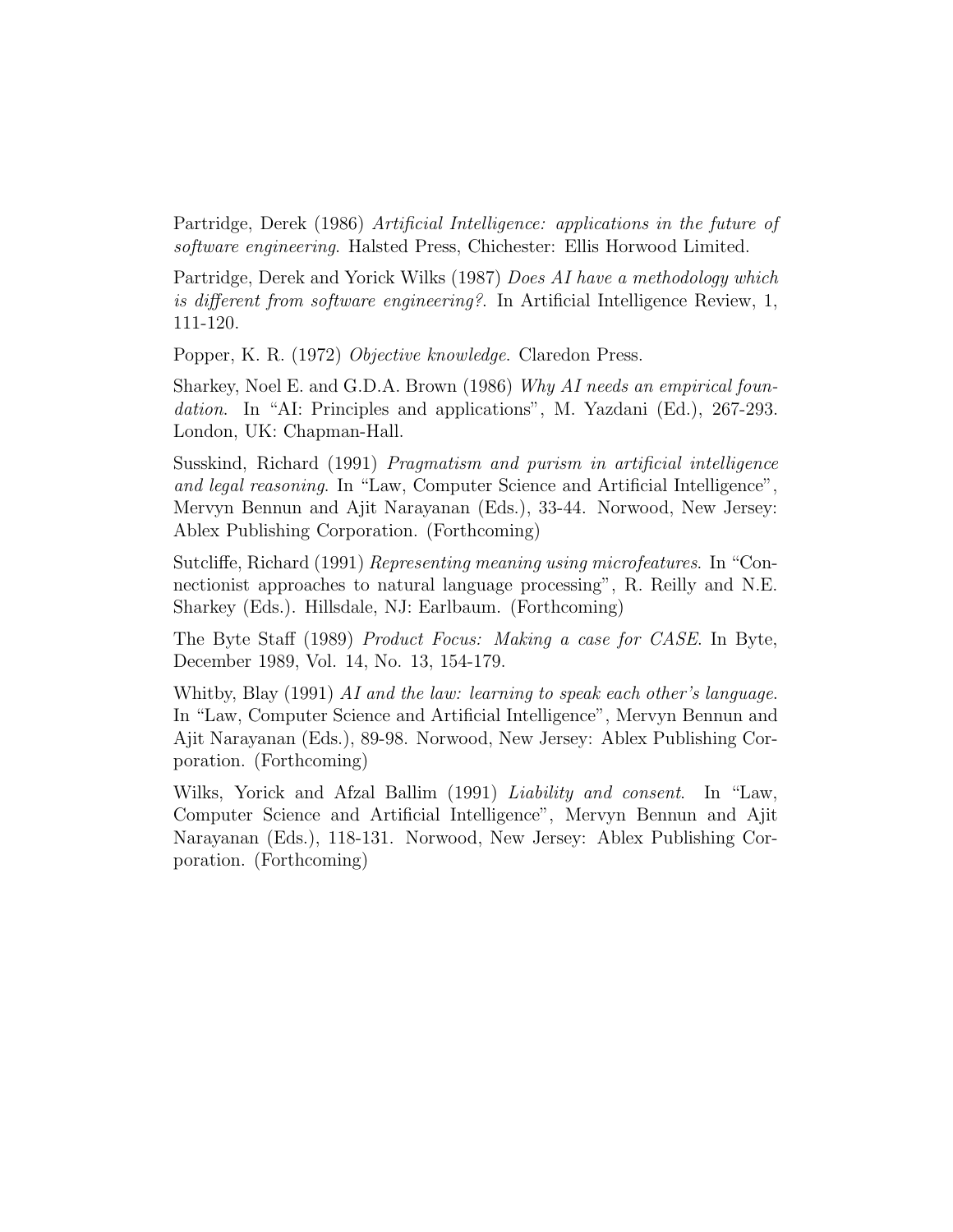Partridge, Derek (1986) *Artificial Intelligence: applications in the future of software engineering*. Halsted Press, Chichester: Ellis Horwood Limited.

Partridge, Derek and Yorick Wilks (1987) *Does AI have a methodology which is different from software engineering?*. In Artificial Intelligence Review, 1, 111-120.

Popper, K. R. (1972) *Objective knowledge*. Claredon Press.

Sharkey, Noel E. and G.D.A. Brown (1986) *Why AI needs an empirical foundation*. In "AI: Principles and applications", M. Yazdani (Ed.), 267-293. London, UK: Chapman-Hall.

Susskind, Richard (1991) *Pragmatism and purism in artificial intelligence and legal reasoning*. In "Law, Computer Science and Artificial Intelligence", Mervyn Bennun and Ajit Narayanan (Eds.), 33-44. Norwood, New Jersey: Ablex Publishing Corporation. (Forthcoming)

Sutcliffe, Richard (1991) *Representing meaning using microfeatures*. In "Connectionist approaches to natural language processing", R. Reilly and N.E. Sharkey (Eds.). Hillsdale, NJ: Earlbaum. (Forthcoming)

The Byte Staff (1989) *Product Focus: Making a case for CASE*. In Byte, December 1989, Vol. 14, No. 13, 154-179.

Whitby, Blay (1991) *AI and the law: learning to speak each other's language*. In "Law, Computer Science and Artificial Intelligence", Mervyn Bennun and Ajit Narayanan (Eds.), 89-98. Norwood, New Jersey: Ablex Publishing Corporation. (Forthcoming)

Wilks, Yorick and Afzal Ballim (1991) *Liability and consent*. In "Law, Computer Science and Artificial Intelligence", Mervyn Bennun and Ajit Narayanan (Eds.), 118-131. Norwood, New Jersey: Ablex Publishing Corporation. (Forthcoming)